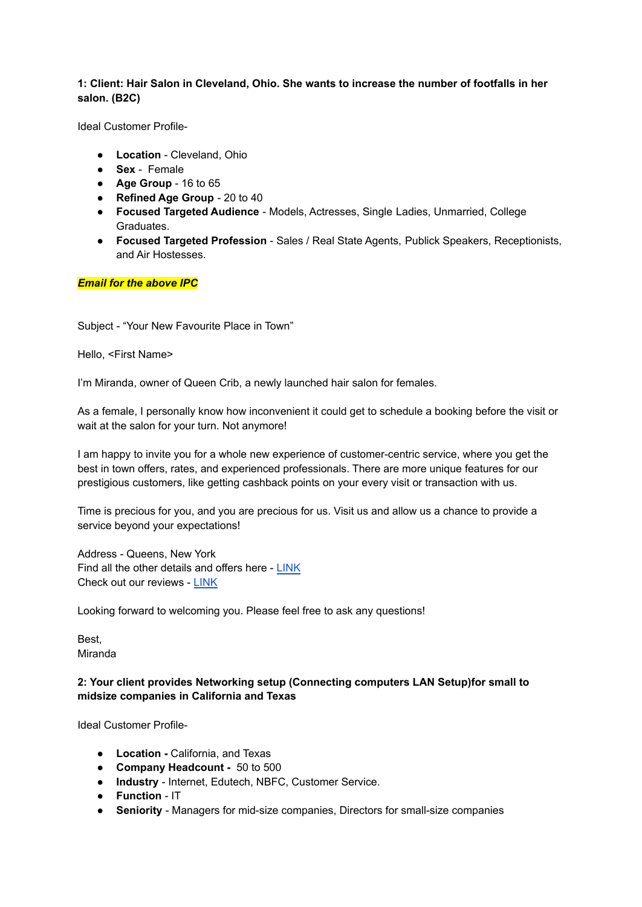**1: Client: Hair Salon in Cleveland, Ohio. She wants to increase the number of footfalls in her salon. (B2C)**

Ideal Customer Profile-

- **Location** - Cleveland, Ohio
- **Sex** - Female
- **Age Group** - 16 to 65
- **Refined Age Group** - 20 to 40
- **Focused Targeted Audience** - Models, Actresses, Single Ladies, Unmarried, College Graduates.
- **Focused Targeted Profession** - Sales / Real State Agents, Publick Speakers, Receptionists, and Air Hostesses.

***Email for the above IPC***

Subject - "Your New Favourite Place in Town"

Hello, <First Name>

I'm Miranda, owner of Queen Crib, a newly launched hair salon for females.

As a female, I personally know how inconvenient it could get to schedule a booking before the visit or wait at the salon for your turn. Not anymore!

I am happy to invite you for a whole new experience of customer-centric service, where you get the best in town offers, rates, and experienced professionals. There are more unique features for our prestigious customers, like getting cashback points on your every visit or transaction with us.

Time is precious for you, and you are precious for us. Visit us and allow us a chance to provide a service beyond your expectations!

Address - Queens, New York
Find all the other details and offers here - LINK
Check out our reviews - LINK

Looking forward to welcoming you. Please feel free to ask any questions!

Best,
Miranda

**2: Your client provides Networking setup (Connecting computers LAN Setup)for small to midsize companies in California and Texas**

Ideal Customer Profile-

- **Location -** California, and Texas
- **Company Headcount -** 50 to 500
- **Industry** - Internet, Edutech, NBFC, Customer Service.
- **Function** - IT
- **Seniority** - Managers for mid-size companies, Directors for small-size companies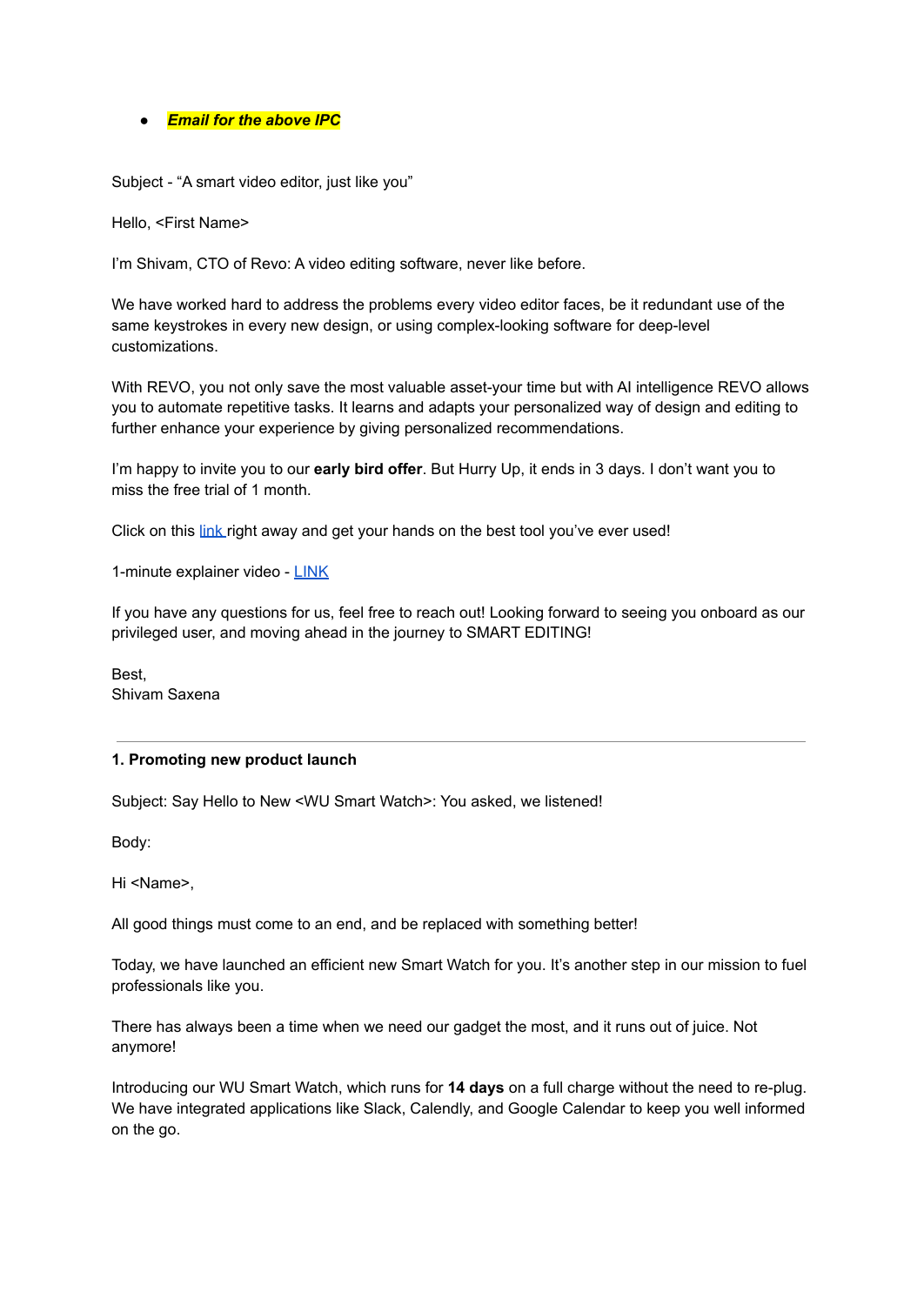- ***Email for the above IPC***

Subject - "A smart video editor, just like you"

Hello, <First Name>

I'm Shivam, CTO of Revo: A video editing software, never like before.

We have worked hard to address the problems every video editor faces, be it redundant use of the same keystrokes in every new design, or using complex-looking software for deep-level customizations.

With REVO, you not only save the most valuable asset-your time but with AI intelligence REVO allows you to automate repetitive tasks. It learns and adapts your personalized way of design and editing to further enhance your experience by giving personalized recommendations.

I'm happy to invite you to our **early bird offer**. But Hurry Up, it ends in 3 days. I don't want you to miss the free trial of 1 month.

Click on this link right away and get your hands on the best tool you've ever used!

1-minute explainer video - LINK

If you have any questions for us, feel free to reach out! Looking forward to seeing you onboard as our privileged user, and moving ahead in the journey to SMART EDITING!

Best,
Shivam Saxena

---

**1. Promoting new product launch**

Subject: Say Hello to New <WU Smart Watch>: You asked, we listened!

Body:

Hi <Name>,

All good things must come to an end, and be replaced with something better!

Today, we have launched an efficient new Smart Watch for you. It's another step in our mission to fuel professionals like you.

There has always been a time when we need our gadget the most, and it runs out of juice. Not anymore!

Introducing our WU Smart Watch, which runs for **14 days** on a full charge without the need to re-plug. We have integrated applications like Slack, Calendly, and Google Calendar to keep you well informed on the go.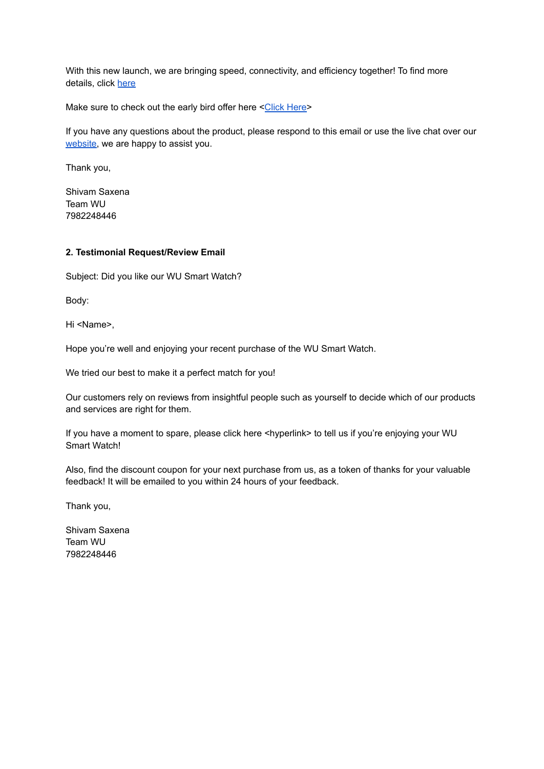With this new launch, we are bringing speed, connectivity, and efficiency together! To find more details, click here

Make sure to check out the early bird offer here <Click Here>

If you have any questions about the product, please respond to this email or use the live chat over our website, we are happy to assist you.

Thank you,

Shivam Saxena
Team WU
7982248446

**2. Testimonial Request/Review Email**

Subject: Did you like our WU Smart Watch?

Body:

Hi <Name>,

Hope you're well and enjoying your recent purchase of the WU Smart Watch.

We tried our best to make it a perfect match for you!

Our customers rely on reviews from insightful people such as yourself to decide which of our products and services are right for them.

If you have a moment to spare, please click here <hyperlink> to tell us if you're enjoying your WU Smart Watch!

Also, find the discount coupon for your next purchase from us, as a token of thanks for your valuable feedback! It will be emailed to you within 24 hours of your feedback.

Thank you,

Shivam Saxena
Team WU
7982248446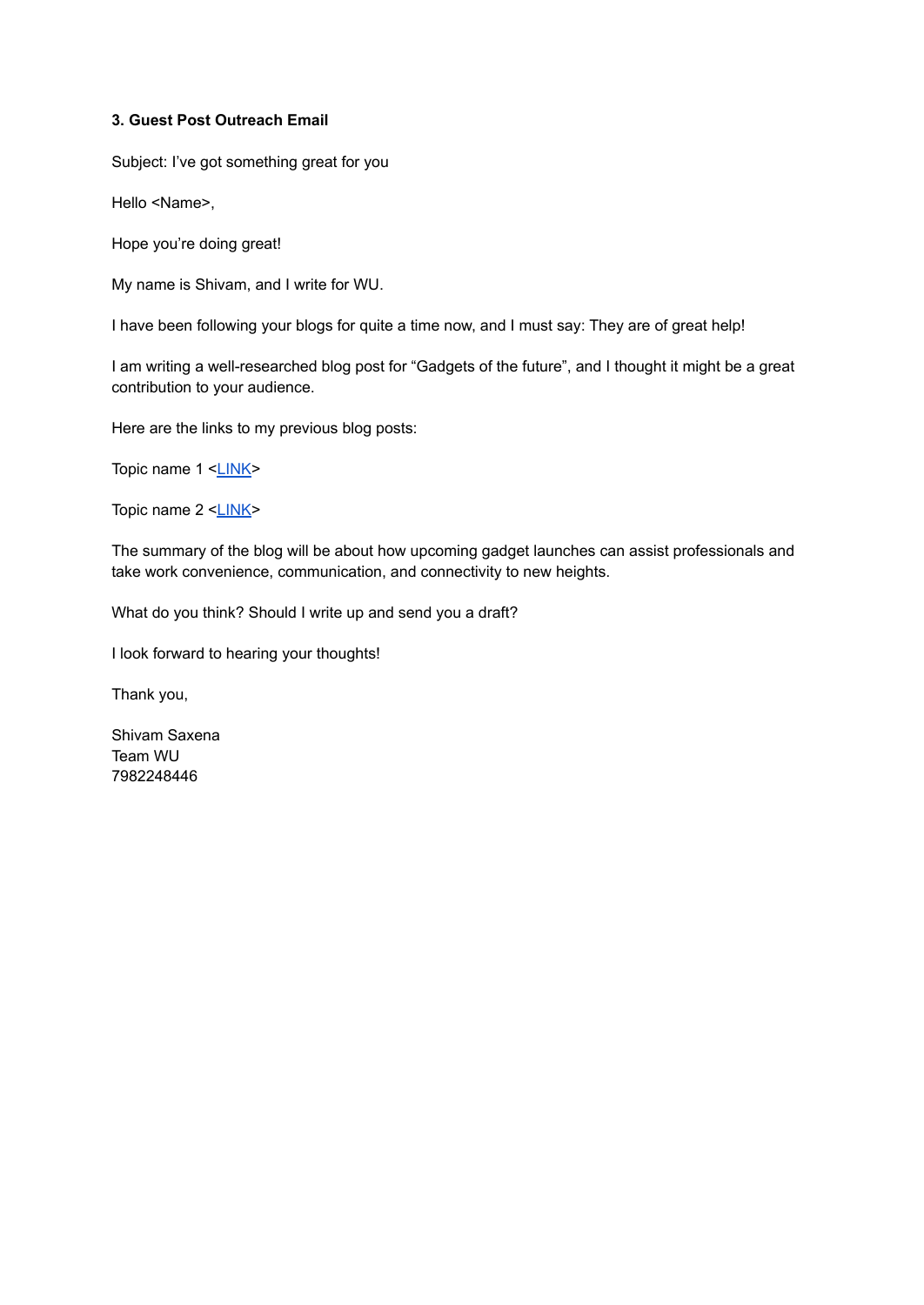**3. Guest Post Outreach Email**

Subject: I've got something great for you

Hello <Name>,

Hope you're doing great!

My name is Shivam, and I write for WU.

I have been following your blogs for quite a time now, and I must say: They are of great help!

I am writing a well-researched blog post for "Gadgets of the future", and I thought it might be a great contribution to your audience.

Here are the links to my previous blog posts:

Topic name 1 <LINK>

Topic name 2 <LINK>

The summary of the blog will be about how upcoming gadget launches can assist professionals and take work convenience, communication, and connectivity to new heights.

What do you think? Should I write up and send you a draft?

I look forward to hearing your thoughts!

Thank you,

Shivam Saxena
Team WU
7982248446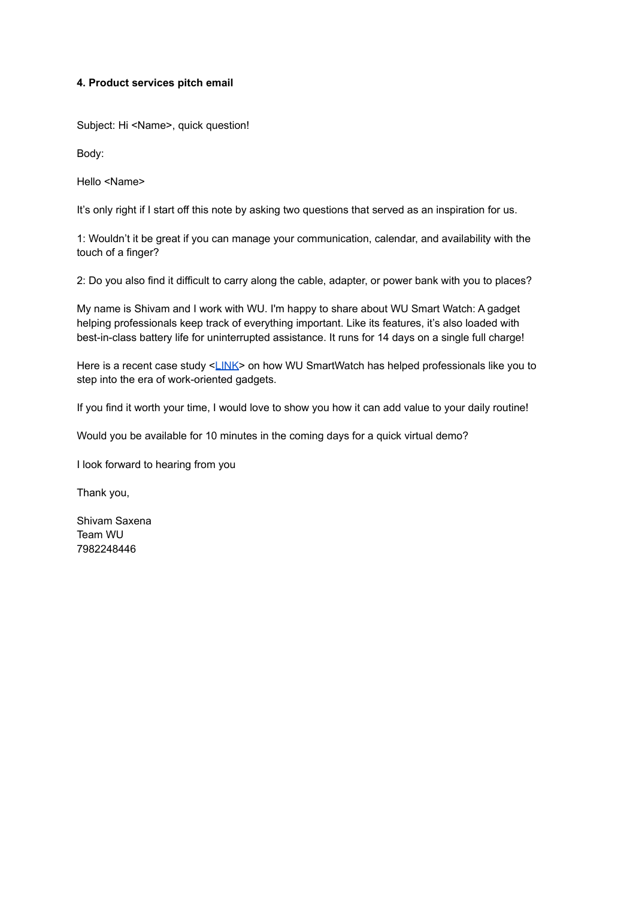**4. Product services pitch email**

Subject: Hi <Name>, quick question!

Body:

Hello <Name>

It's only right if I start off this note by asking two questions that served as an inspiration for us.

1: Wouldn't it be great if you can manage your communication, calendar, and availability with the touch of a finger?

2: Do you also find it difficult to carry along the cable, adapter, or power bank with you to places?

My name is Shivam and I work with WU. I'm happy to share about WU Smart Watch: A gadget helping professionals keep track of everything important. Like its features, it's also loaded with best-in-class battery life for uninterrupted assistance. It runs for 14 days on a single full charge!

Here is a recent case study <LINK> on how WU SmartWatch has helped professionals like you to step into the era of work-oriented gadgets.

If you find it worth your time, I would love to show you how it can add value to your daily routine!

Would you be available for 10 minutes in the coming days for a quick virtual demo?

I look forward to hearing from you

Thank you,

Shivam Saxena
Team WU
7982248446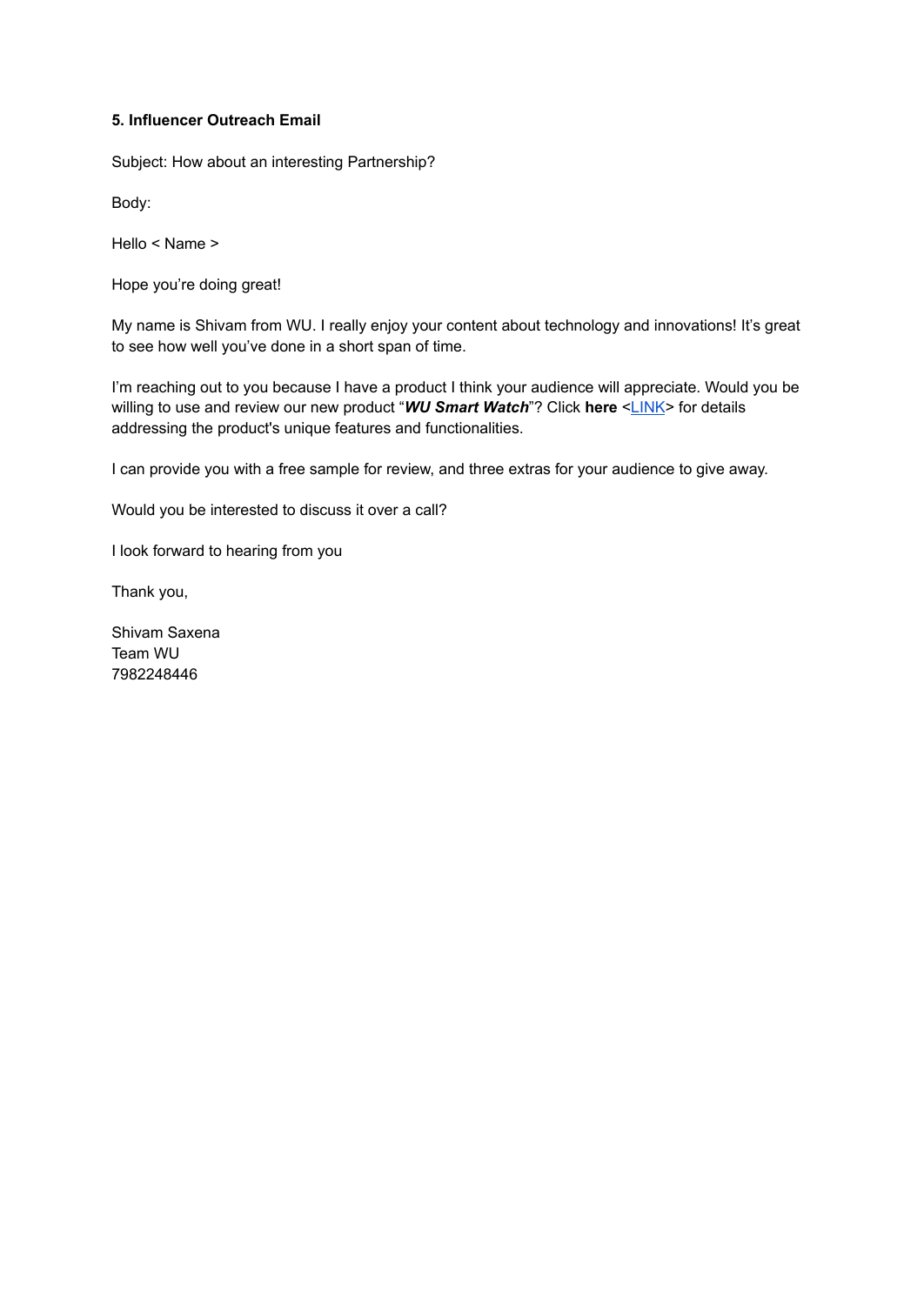**5. Influencer Outreach Email**

Subject: How about an interesting Partnership?

Body:

Hello < Name >

Hope you're doing great!

My name is Shivam from WU. I really enjoy your content about technology and innovations! It's great to see how well you've done in a short span of time.

I'm reaching out to you because I have a product I think your audience will appreciate. Would you be willing to use and review our new product "***WU Smart Watch***"? Click **here** <LINK> for details addressing the product's unique features and functionalities.

I can provide you with a free sample for review, and three extras for your audience to give away.

Would you be interested to discuss it over a call?

I look forward to hearing from you

Thank you,

Shivam Saxena
Team WU
7982248446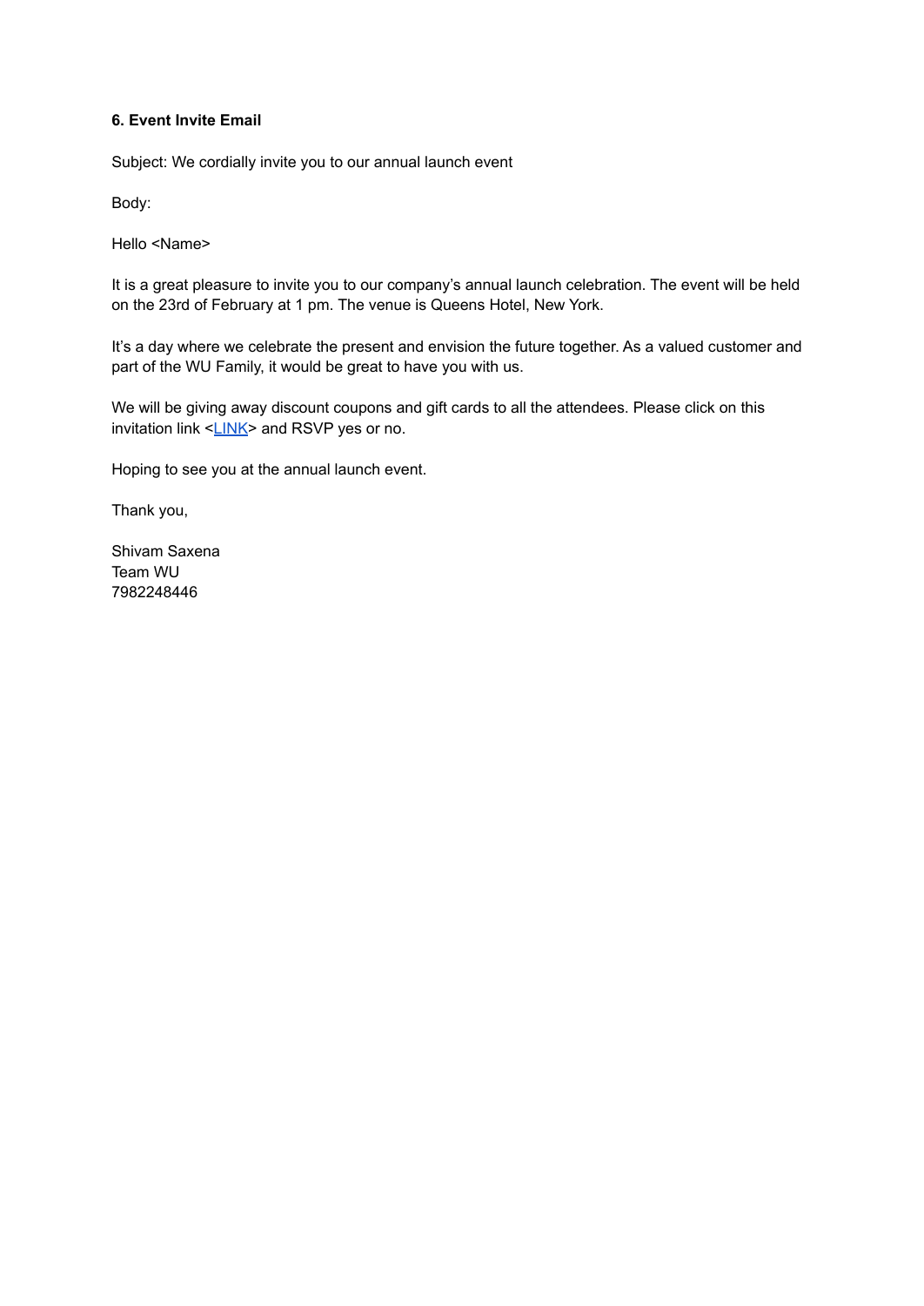**6. Event Invite Email**

Subject: We cordially invite you to our annual launch event

Body:

Hello <Name>

It is a great pleasure to invite you to our company's annual launch celebration. The event will be held on the 23rd of February at 1 pm. The venue is Queens Hotel, New York.

It's a day where we celebrate the present and envision the future together. As a valued customer and part of the WU Family, it would be great to have you with us.

We will be giving away discount coupons and gift cards to all the attendees. Please click on this invitation link <LINK> and RSVP yes or no.

Hoping to see you at the annual launch event.

Thank you,

Shivam Saxena
Team WU
7982248446